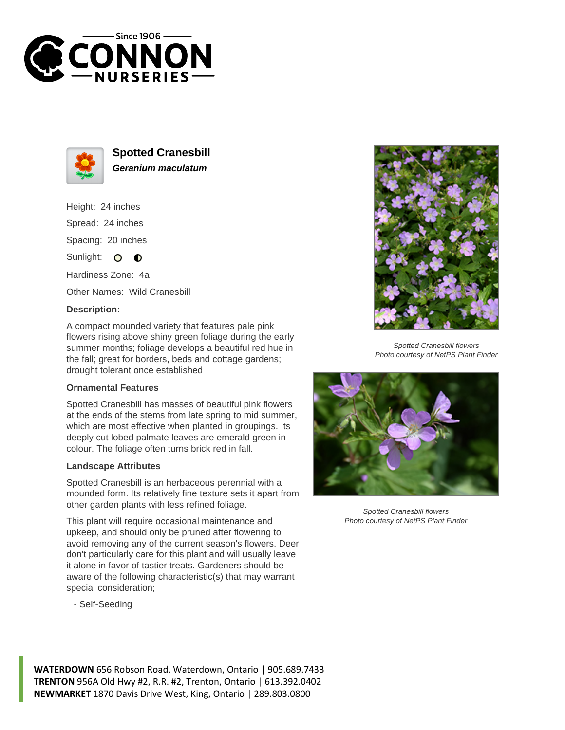Since 1906 CONNON NURSERIES

## Spotted Cranesbill

***Geranium maculatum***

Height: 24 inches

Spread: 24 inches

Spacing: 20 inches

Sunlight: ○ ◐

Hardiness Zone: 4a

Other Names: Wild Cranesbill

### Description:

A compact mounded variety that features pale pink flowers rising above shiny green foliage during the early summer months; foliage develops a beautiful red hue in the fall; great for borders, beds and cottage gardens; drought tolerant once established

### Ornamental Features

Spotted Cranesbill has masses of beautiful pink flowers at the ends of the stems from late spring to mid summer, which are most effective when planted in groupings. Its deeply cut lobed palmate leaves are emerald green in colour. The foliage often turns brick red in fall.

### Landscape Attributes

Spotted Cranesbill is an herbaceous perennial with a mounded form. Its relatively fine texture sets it apart from other garden plants with less refined foliage.

This plant will require occasional maintenance and upkeep, and should only be pruned after flowering to avoid removing any of the current season's flowers. Deer don't particularly care for this plant and will usually leave it alone in favor of tastier treats. Gardeners should be aware of the following characteristic(s) that may warrant special consideration;

- Self-Seeding

*Spotted Cranesbill flowers*
*Photo courtesy of NetPS Plant Finder*

*Spotted Cranesbill flowers*
*Photo courtesy of NetPS Plant Finder*

**WATERDOWN** 656 Robson Road, Waterdown, Ontario | 905.689.7433
**TRENTON** 956A Old Hwy #2, R.R. #2, Trenton, Ontario | 613.392.0402
**NEWMARKET** 1870 Davis Drive West, King, Ontario | 289.803.0800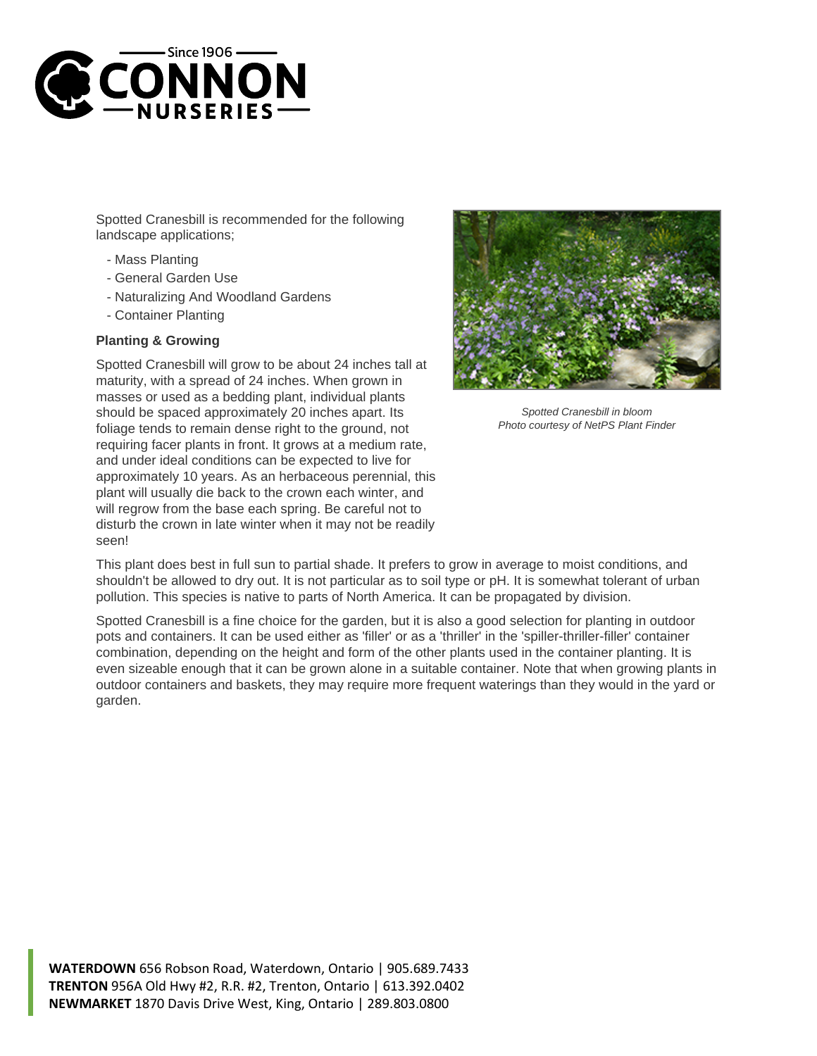Spotted Cranesbill is recommended for the following landscape applications;

- Mass Planting
- General Garden Use
- Naturalizing And Woodland Gardens
- Container Planting

**Planting & Growing**

Spotted Cranesbill will grow to be about 24 inches tall at maturity, with a spread of 24 inches. When grown in masses or used as a bedding plant, individual plants should be spaced approximately 20 inches apart. Its foliage tends to remain dense right to the ground, not requiring facer plants in front. It grows at a medium rate, and under ideal conditions can be expected to live for approximately 10 years. As an herbaceous perennial, this plant will usually die back to the crown each winter, and will regrow from the base each spring. Be careful not to disturb the crown in late winter when it may not be readily seen!

*Spotted Cranesbill in bloom*
*Photo courtesy of NetPS Plant Finder*

This plant does best in full sun to partial shade. It prefers to grow in average to moist conditions, and shouldn't be allowed to dry out. It is not particular as to soil type or pH. It is somewhat tolerant of urban pollution. This species is native to parts of North America. It can be propagated by division.

Spotted Cranesbill is a fine choice for the garden, but it is also a good selection for planting in outdoor pots and containers. It can be used either as 'filler' or as a 'thriller' in the 'spiller-thriller-filler' container combination, depending on the height and form of the other plants used in the container planting. It is even sizeable enough that it can be grown alone in a suitable container. Note that when growing plants in outdoor containers and baskets, they may require more frequent waterings than they would in the yard or garden.